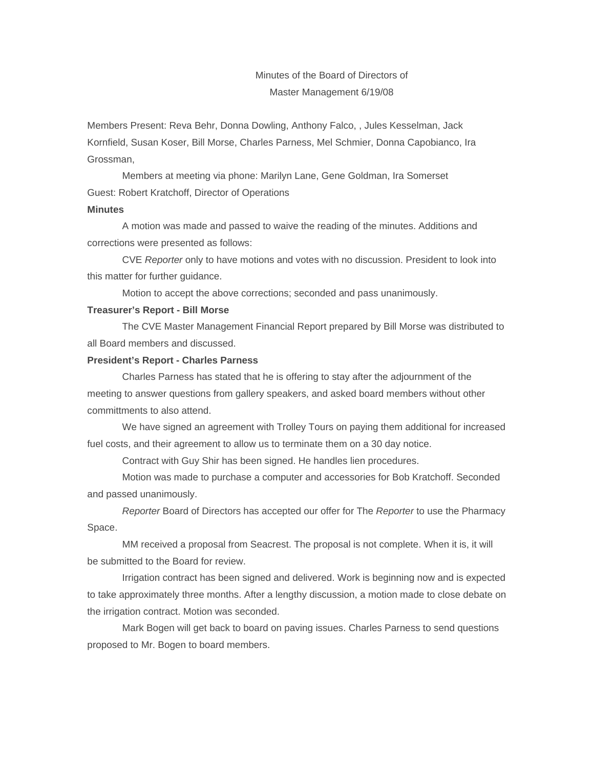Minutes of the Board of Directors of

Master Management 6/19/08

Members Present: Reva Behr, Donna Dowling, Anthony Falco, , Jules Kesselman, Jack Kornfield, Susan Koser, Bill Morse, Charles Parness, Mel Schmier, Donna Capobianco, Ira Grossman,

Members at meeting via phone: Marilyn Lane, Gene Goldman, Ira Somerset

Guest: Robert Kratchoff, Director of Operations

**Minutes**

A motion was made and passed to waive the reading of the minutes. Additions and corrections were presented as follows:

CVE *Reporter* only to have motions and votes with no discussion. President to look into this matter for further guidance.

Motion to accept the above corrections; seconded and pass unanimously.

**Treasurer's Report - Bill Morse**

The CVE Master Management Financial Report prepared by Bill Morse was distributed to all Board members and discussed.

**President's Report - Charles Parness**

Charles Parness has stated that he is offering to stay after the adjournment of the meeting to answer questions from gallery speakers, and asked board members without other committments to also attend.

We have signed an agreement with Trolley Tours on paying them additional for increased fuel costs, and their agreement to allow us to terminate them on a 30 day notice.

Contract with Guy Shir has been signed. He handles lien procedures.

Motion was made to purchase a computer and accessories for Bob Kratchoff. Seconded and passed unanimously.

*Reporter* Board of Directors has accepted our offer for The *Reporter* to use the Pharmacy Space.

MM received a proposal from Seacrest. The proposal is not complete. When it is, it will be submitted to the Board for review.

Irrigation contract has been signed and delivered. Work is beginning now and is expected to take approximately three months. After a lengthy discussion, a motion made to close debate on the irrigation contract. Motion was seconded.

Mark Bogen will get back to board on paving issues. Charles Parness to send questions proposed to Mr. Bogen to board members.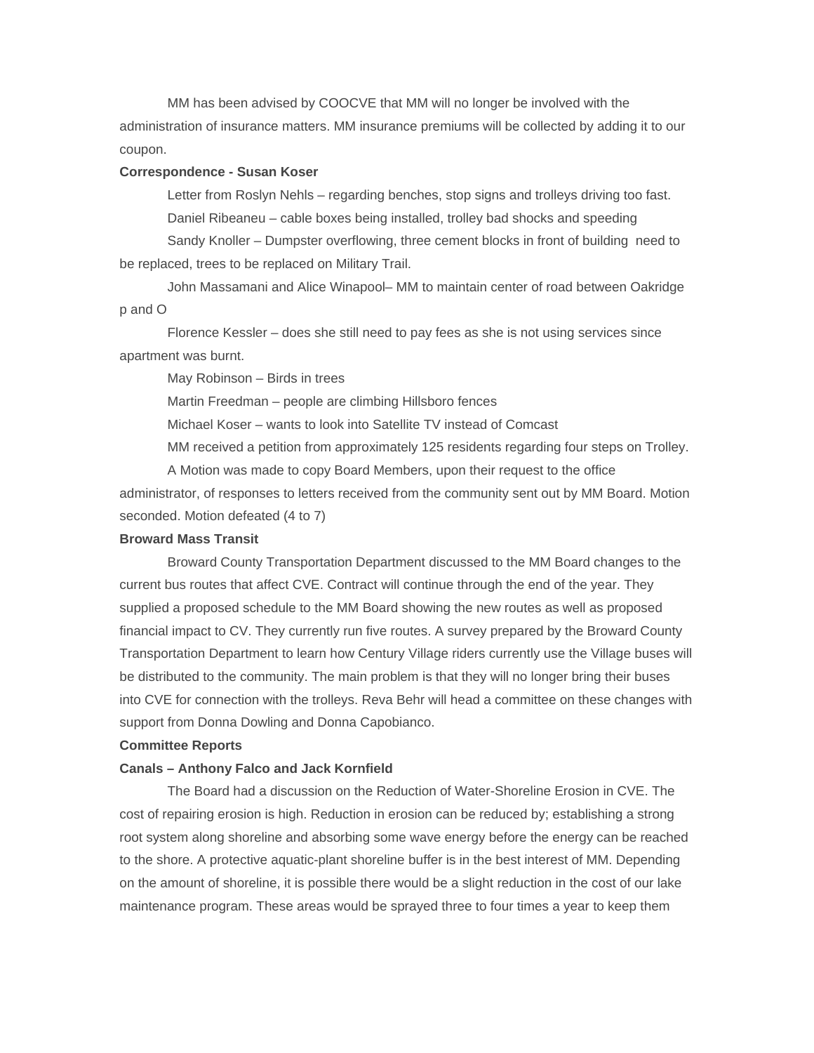MM has been advised by COOCVE that MM will no longer be involved with the administration of insurance matters. MM insurance premiums will be collected by adding it to our coupon.

**Correspondence - Susan Koser**

Letter from Roslyn Nehls – regarding benches, stop signs and trolleys driving too fast.

Daniel Ribeaneu – cable boxes being installed, trolley bad shocks and speeding

Sandy Knoller – Dumpster overflowing, three cement blocks in front of building need to be replaced, trees to be replaced on Military Trail.

John Massamani and Alice Winapool– MM to maintain center of road between Oakridge p and O

Florence Kessler – does she still need to pay fees as she is not using services since apartment was burnt.

May Robinson – Birds in trees

Martin Freedman – people are climbing Hillsboro fences

Michael Koser – wants to look into Satellite TV instead of Comcast

MM received a petition from approximately 125 residents regarding four steps on Trolley.

A Motion was made to copy Board Members, upon their request to the office administrator, of responses to letters received from the community sent out by MM Board. Motion seconded. Motion defeated (4 to 7)

**Broward Mass Transit**

Broward County Transportation Department discussed to the MM Board changes to the current bus routes that affect CVE. Contract will continue through the end of the year. They supplied a proposed schedule to the MM Board showing the new routes as well as proposed financial impact to CV. They currently run five routes. A survey prepared by the Broward County Transportation Department to learn how Century Village riders currently use the Village buses will be distributed to the community. The main problem is that they will no longer bring their buses into CVE for connection with the trolleys. Reva Behr will head a committee on these changes with support from Donna Dowling and Donna Capobianco.

**Committee Reports**

**Canals – Anthony Falco and Jack Kornfield**

The Board had a discussion on the Reduction of Water-Shoreline Erosion in CVE. The cost of repairing erosion is high. Reduction in erosion can be reduced by; establishing a strong root system along shoreline and absorbing some wave energy before the energy can be reached to the shore. A protective aquatic-plant shoreline buffer is in the best interest of MM. Depending on the amount of shoreline, it is possible there would be a slight reduction in the cost of our lake maintenance program. These areas would be sprayed three to four times a year to keep them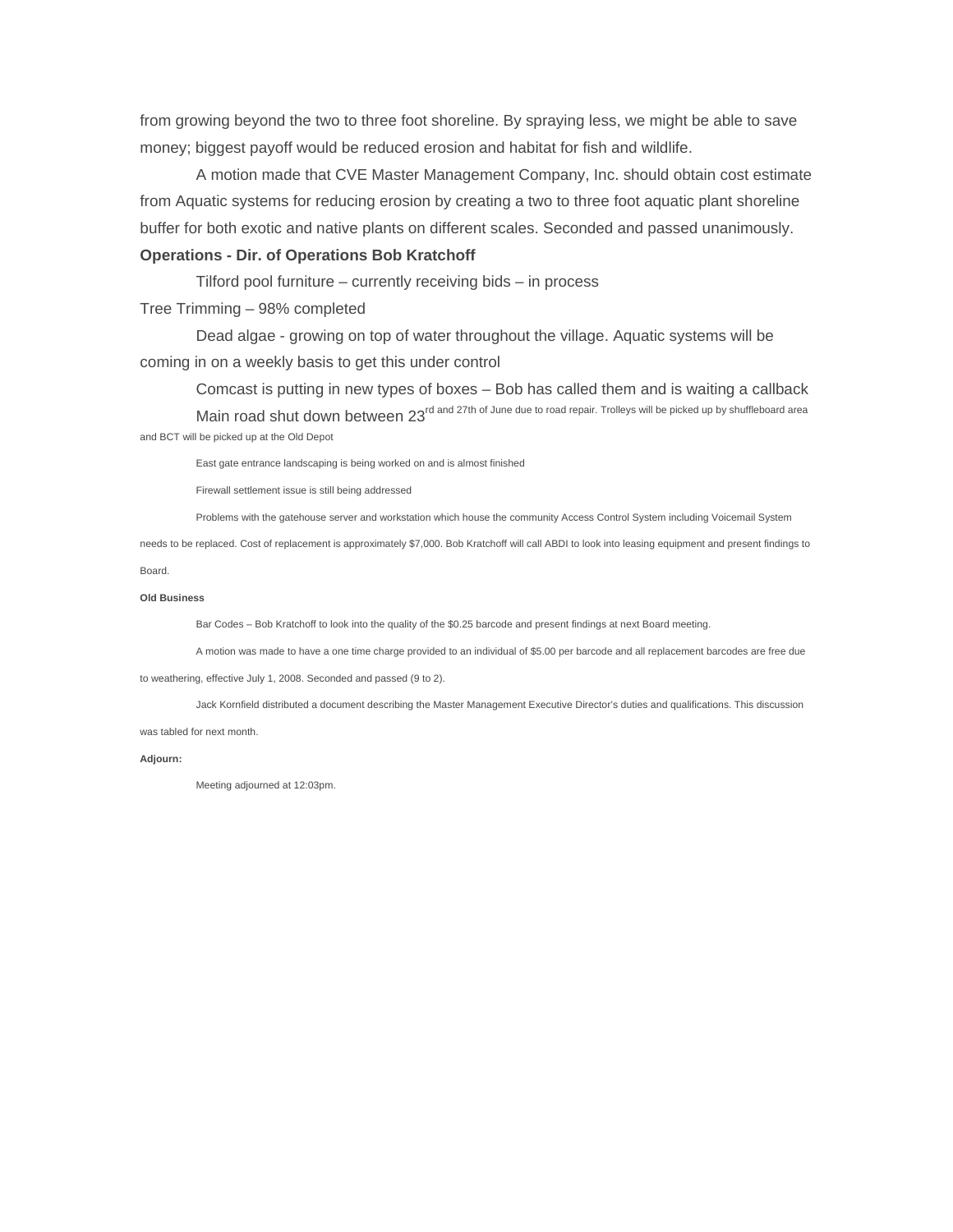from growing beyond the two to three foot shoreline. By spraying less, we might be able to save money; biggest payoff would be reduced erosion and habitat for fish and wildlife.

A motion made that CVE Master Management Company, Inc. should obtain cost estimate from Aquatic systems for reducing erosion by creating a two to three foot aquatic plant shoreline buffer for both exotic and native plants on different scales. Seconded and passed unanimously.

**Operations - Dir. of Operations Bob Kratchoff**

Tilford pool furniture – currently receiving bids – in process

Tree Trimming – 98% completed

Dead algae - growing on top of water throughout the village. Aquatic systems will be coming in on a weekly basis to get this under control

Comcast is putting in new types of boxes – Bob has called them and is waiting a callback

Main road shut down between 23rd and 27th of June due to road repair. Trolleys will be picked up by shuffleboard area and BCT will be picked up at the Old Depot

East gate entrance landscaping is being worked on and is almost finished

Firewall settlement issue is still being addressed

Problems with the gatehouse server and workstation which house the community Access Control System including Voicemail System needs to be replaced. Cost of replacement is approximately $7,000. Bob Kratchoff will call ABDI to look into leasing equipment and present findings to Board.

**Old Business**

Bar Codes – Bob Kratchoff to look into the quality of the $0.25 barcode and present findings at next Board meeting.

A motion was made to have a one time charge provided to an individual of $5.00 per barcode and all replacement barcodes are free due to weathering, effective July 1, 2008. Seconded and passed (9 to 2).

Jack Kornfield distributed a document describing the Master Management Executive Director's duties and qualifications. This discussion was tabled for next month.

**Adjourn:**

Meeting adjourned at 12:03pm.